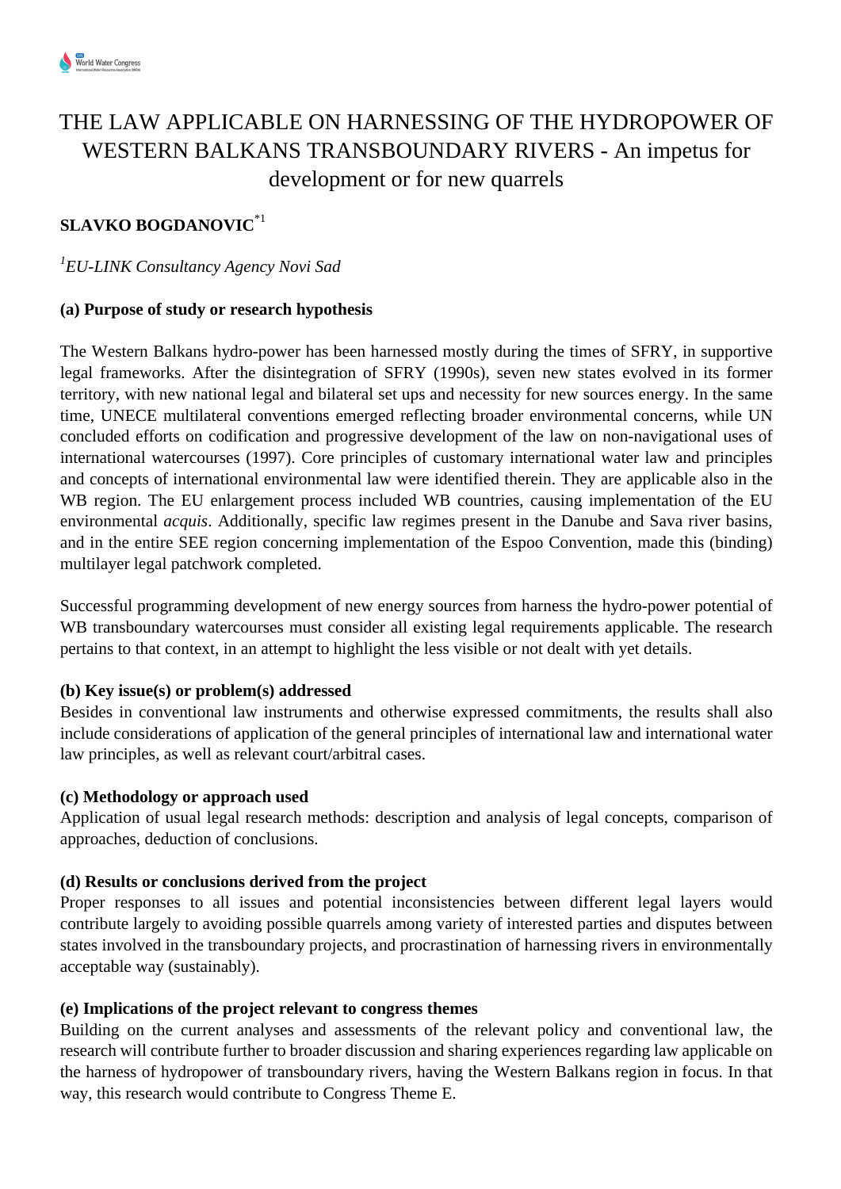# THE LAW APPLICABLE ON HARNESSING OF THE HYDROPOWER OF WESTERN BALKANS TRANSBOUNDARY RIVERS - An impetus for development or for new quarrels

**SLAVKO BOGDANOVIC**[*1]

[1]*EU-LINK Consultancy Agency Novi Sad*

**(a) Purpose of study or research hypothesis**

The Western Balkans hydro-power has been harnessed mostly during the times of SFRY, in supportive legal frameworks. After the disintegration of SFRY (1990s), seven new states evolved in its former territory, with new national legal and bilateral set ups and necessity for new sources energy. In the same time, UNECE multilateral conventions emerged reflecting broader environmental concerns, while UN concluded efforts on codification and progressive development of the law on non-navigational uses of international watercourses (1997). Core principles of customary international water law and principles and concepts of international environmental law were identified therein. They are applicable also in the WB region. The EU enlargement process included WB countries, causing implementation of the EU environmental *acquis*. Additionally, specific law regimes present in the Danube and Sava river basins, and in the entire SEE region concerning implementation of the Espoo Convention, made this (binding) multilayer legal patchwork completed.

Successful programming development of new energy sources from harness the hydro-power potential of WB transboundary watercourses must consider all existing legal requirements applicable. The research pertains to that context, in an attempt to highlight the less visible or not dealt with yet details.

**(b) Key issue(s) or problem(s) addressed**

Besides in conventional law instruments and otherwise expressed commitments, the results shall also include considerations of application of the general principles of international law and international water law principles, as well as relevant court/arbitral cases.

**(c) Methodology or approach used**

Application of usual legal research methods: description and analysis of legal concepts, comparison of approaches, deduction of conclusions.

**(d) Results or conclusions derived from the project**

Proper responses to all issues and potential inconsistencies between different legal layers would contribute largely to avoiding possible quarrels among variety of interested parties and disputes between states involved in the transboundary projects, and procrastination of harnessing rivers in environmentally acceptable way (sustainably).

**(e) Implications of the project relevant to congress themes**

Building on the current analyses and assessments of the relevant policy and conventional law, the research will contribute further to broader discussion and sharing experiences regarding law applicable on the harness of hydropower of transboundary rivers, having the Western Balkans region in focus. In that way, this research would contribute to Congress Theme E.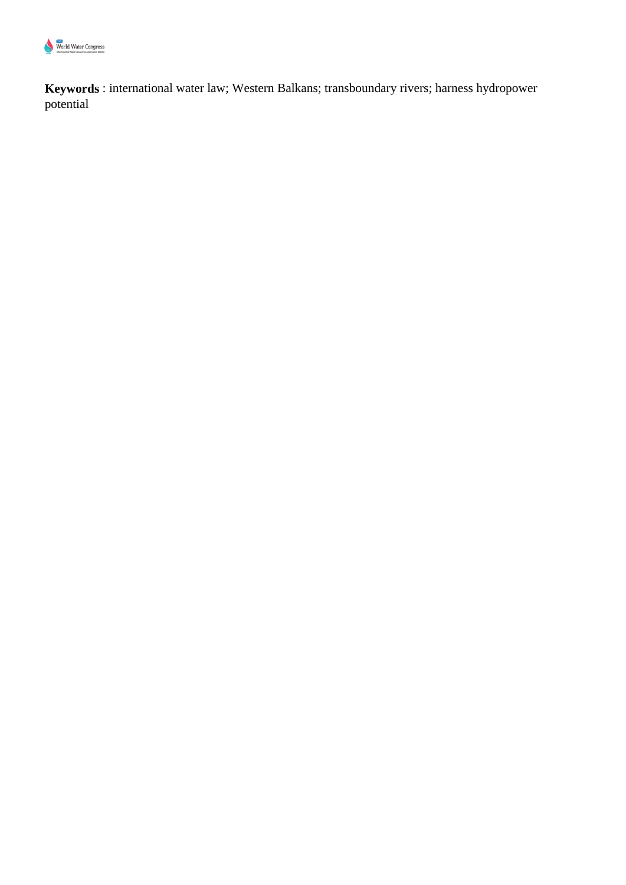**Keywords** : international water law; Western Balkans; transboundary rivers; harness hydropower potential